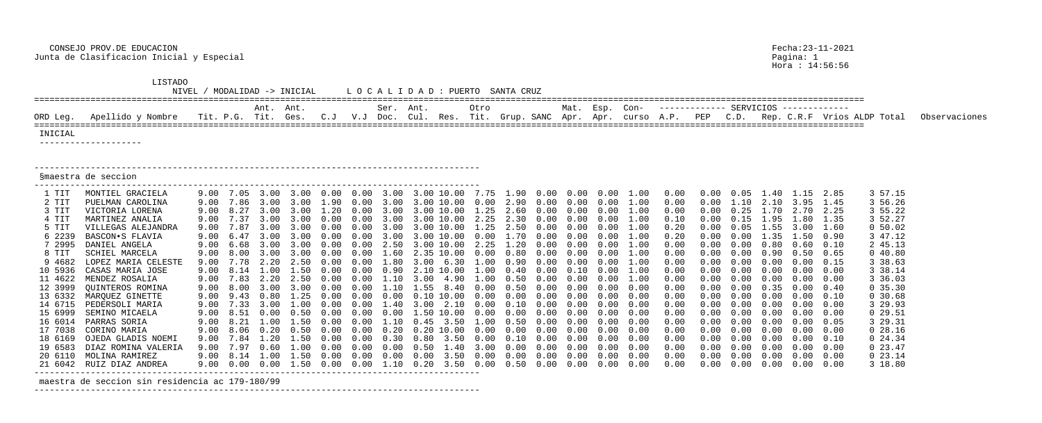CONSEJO PROV.DE EDUCACION
Junta de Clasificacion Inicial y Especial

Fecha:23-11-2021
Pagina: 1
Hora : 14:56:56

LISTADO

NIVEL / MODALIDAD -> INICIAL    L O C A L I D A D : PUERTO SANTA CRUZ

INICIAL

§maestra de seccion

| ORD | Leg. | Apellido y Nombre | Tit. | P.G. | Ant. Tit. | Ant. Ges. | C.J | V.J | Ser. Doc. | Ant. Cul. | Res. | Otro Tit. | Grup. | SANC | Mat. Apr. | Esp. Apr. | Con-curso | A.P. | PEP | C.D. | Rep. | C.R.F | Vrios | ALDP | Total | Observaciones |
|---|---|---|---|---|---|---|---|---|---|---|---|---|---|---|---|---|---|---|---|---|---|---|---|---|---|---|
| 1 | TIT | MONTIEL GRACIELA | 9.00 | 7.05 | 3.00 | 3.00 | 0.00 | 0.00 | 3.00 | 3.00 | 10.00 | 7.75 | 1.90 | 0.00 | 0.00 | 0.00 | 1.00 | 0.00 | 0.00 | 0.05 | 1.40 | 1.15 | 2.85 | 3 | 57.15 | |
| 2 | TIT | PUELMAN CAROLINA | 9.00 | 7.86 | 3.00 | 3.00 | 1.90 | 0.00 | 3.00 | 3.00 | 10.00 | 0.00 | 2.90 | 0.00 | 0.00 | 0.00 | 1.00 | 0.00 | 0.00 | 1.10 | 2.10 | 3.95 | 1.45 | 3 | 56.26 | |
| 3 | TIT | VICTORIA LORENA | 9.00 | 8.27 | 3.00 | 3.00 | 1.20 | 0.00 | 3.00 | 3.00 | 10.00 | 1.25 | 2.60 | 0.00 | 0.00 | 0.00 | 1.00 | 0.00 | 0.00 | 0.25 | 1.70 | 2.70 | 2.25 | 3 | 55.22 | |
| 4 | TIT | MARTINEZ ANALIA | 9.00 | 7.37 | 3.00 | 3.00 | 0.00 | 0.00 | 3.00 | 3.00 | 10.00 | 2.25 | 2.30 | 0.00 | 0.00 | 0.00 | 1.00 | 0.10 | 0.00 | 0.15 | 1.95 | 1.80 | 1.35 | 3 | 52.27 | |
| 5 | TIT | VILLEGAS ALEJANDRA | 9.00 | 7.87 | 3.00 | 3.00 | 0.00 | 0.00 | 3.00 | 3.00 | 10.00 | 1.25 | 2.50 | 0.00 | 0.00 | 0.00 | 1.00 | 0.20 | 0.00 | 0.05 | 1.55 | 3.00 | 1.60 | 0 | 50.02 | |
| 6 | 2239 | BASCON•S FLAVIA | 9.00 | 6.47 | 3.00 | 3.00 | 0.00 | 0.00 | 3.00 | 3.00 | 10.00 | 0.00 | 1.70 | 0.00 | 0.00 | 0.00 | 1.00 | 0.20 | 0.00 | 0.00 | 1.35 | 1.50 | 0.90 | 3 | 47.12 | |
| 7 | 2995 | DANIEL ANGELA | 9.00 | 6.68 | 3.00 | 3.00 | 0.00 | 0.00 | 2.50 | 3.00 | 10.00 | 2.25 | 1.20 | 0.00 | 0.00 | 0.00 | 1.00 | 0.00 | 0.00 | 0.00 | 0.80 | 0.60 | 0.10 | 2 | 45.13 | |
| 8 | TIT | SCHIEL MARCELA | 9.00 | 8.00 | 3.00 | 3.00 | 0.00 | 0.00 | 1.60 | 2.35 | 10.00 | 0.00 | 0.80 | 0.00 | 0.00 | 0.00 | 1.00 | 0.00 | 0.00 | 0.00 | 0.90 | 0.50 | 0.65 | 0 | 40.80 | |
| 9 | 4682 | LOPEZ MARIA CELESTE | 9.00 | 7.78 | 2.20 | 2.50 | 0.00 | 0.00 | 1.80 | 3.00 | 6.30 | 1.00 | 0.90 | 0.00 | 0.00 | 0.00 | 1.00 | 0.00 | 0.00 | 0.00 | 0.00 | 0.00 | 0.15 | 3 | 38.63 | |
| 10 | 5936 | CASAS MARIA JOSE | 9.00 | 8.14 | 1.00 | 1.50 | 0.00 | 0.00 | 0.90 | 2.10 | 10.00 | 1.00 | 0.40 | 0.00 | 0.10 | 0.00 | 1.00 | 0.00 | 0.00 | 0.00 | 0.00 | 0.00 | 0.00 | 3 | 38.14 | |
| 11 | 4622 | MENDEZ ROSALIA | 9.00 | 7.83 | 2.20 | 2.50 | 0.00 | 0.00 | 1.10 | 3.00 | 4.90 | 1.00 | 0.50 | 0.00 | 0.00 | 0.00 | 1.00 | 0.00 | 0.00 | 0.00 | 0.00 | 0.00 | 0.00 | 3 | 36.03 | |
| 12 | 3999 | QUINTEROS ROMINA | 9.00 | 8.00 | 3.00 | 3.00 | 0.00 | 0.00 | 1.10 | 1.55 | 8.40 | 0.00 | 0.50 | 0.00 | 0.00 | 0.00 | 0.00 | 0.00 | 0.00 | 0.00 | 0.35 | 0.00 | 0.40 | 0 | 35.30 | |
| 13 | 6332 | MARQUEZ GINETTE | 9.00 | 9.43 | 0.80 | 1.25 | 0.00 | 0.00 | 0.00 | 0.10 | 10.00 | 0.00 | 0.00 | 0.00 | 0.00 | 0.00 | 0.00 | 0.00 | 0.00 | 0.00 | 0.00 | 0.00 | 0.10 | 0 | 30.68 | |
| 14 | 6715 | PEDERSOLI MARIA | 9.00 | 7.33 | 3.00 | 1.00 | 0.00 | 0.00 | 1.40 | 3.00 | 2.10 | 0.00 | 0.10 | 0.00 | 0.00 | 0.00 | 0.00 | 0.00 | 0.00 | 0.00 | 0.00 | 0.00 | 0.00 | 3 | 29.93 | |
| 15 | 6999 | SEMINO MICAELA | 9.00 | 8.51 | 0.00 | 0.50 | 0.00 | 0.00 | 0.00 | 1.50 | 10.00 | 0.00 | 0.00 | 0.00 | 0.00 | 0.00 | 0.00 | 0.00 | 0.00 | 0.00 | 0.00 | 0.00 | 0.00 | 0 | 29.51 | |
| 16 | 6014 | PARRAS SORIA | 9.00 | 8.21 | 1.00 | 1.50 | 0.00 | 0.00 | 1.10 | 0.45 | 3.50 | 1.00 | 0.50 | 0.00 | 0.00 | 0.00 | 0.00 | 0.00 | 0.00 | 0.00 | 0.00 | 0.00 | 0.05 | 3 | 29.31 | |
| 17 | 7038 | CORINO MARIA | 9.00 | 8.06 | 0.20 | 0.50 | 0.00 | 0.00 | 0.20 | 0.20 | 10.00 | 0.00 | 0.00 | 0.00 | 0.00 | 0.00 | 0.00 | 0.00 | 0.00 | 0.00 | 0.00 | 0.00 | 0.00 | 0 | 28.16 | |
| 18 | 6169 | OJEDA GLADIS NOEMI | 9.00 | 7.84 | 1.20 | 1.50 | 0.00 | 0.00 | 0.30 | 0.80 | 3.50 | 0.00 | 0.10 | 0.00 | 0.00 | 0.00 | 0.00 | 0.00 | 0.00 | 0.00 | 0.00 | 0.00 | 0.10 | 0 | 24.34 | |
| 19 | 6583 | DIAZ ROMINA VALERIA | 9.00 | 7.97 | 0.60 | 1.00 | 0.00 | 0.00 | 0.00 | 0.50 | 1.40 | 3.00 | 0.00 | 0.00 | 0.00 | 0.00 | 0.00 | 0.00 | 0.00 | 0.00 | 0.00 | 0.00 | 0.00 | 0 | 23.47 | |
| 20 | 6110 | MOLINA RAMIREZ | 9.00 | 8.14 | 1.00 | 1.50 | 0.00 | 0.00 | 0.00 | 0.00 | 3.50 | 0.00 | 0.00 | 0.00 | 0.00 | 0.00 | 0.00 | 0.00 | 0.00 | 0.00 | 0.00 | 0.00 | 0.00 | 0 | 23.14 | |
| 21 | 6042 | RUIZ DIAZ ANDREA | 9.00 | 0.00 | 0.00 | 1.50 | 0.00 | 0.00 | 1.10 | 0.20 | 3.50 | 0.00 | 0.50 | 0.00 | 0.00 | 0.00 | 0.00 | 0.00 | 0.00 | 0.00 | 0.00 | 0.00 | 0.00 | 3 | 18.80 | |

maestra de seccion sin residencia ac 179-180/99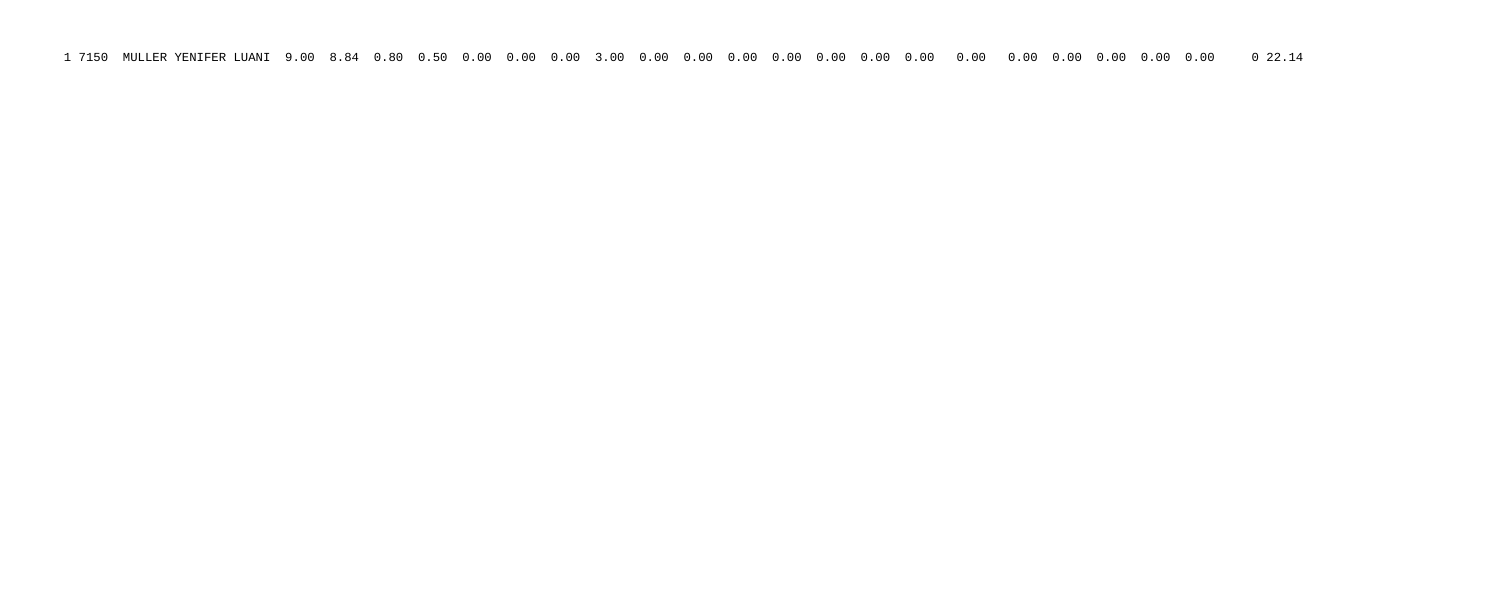1 7150  MULLER YENIFER LUANI  9.00  8.84  0.80  0.50  0.00  0.00  0.00  3.00  0.00  0.00  0.00  0.00  0.00  0.00  0.00   0.00   0.00  0.00  0.00  0.00  0.00     0 22.14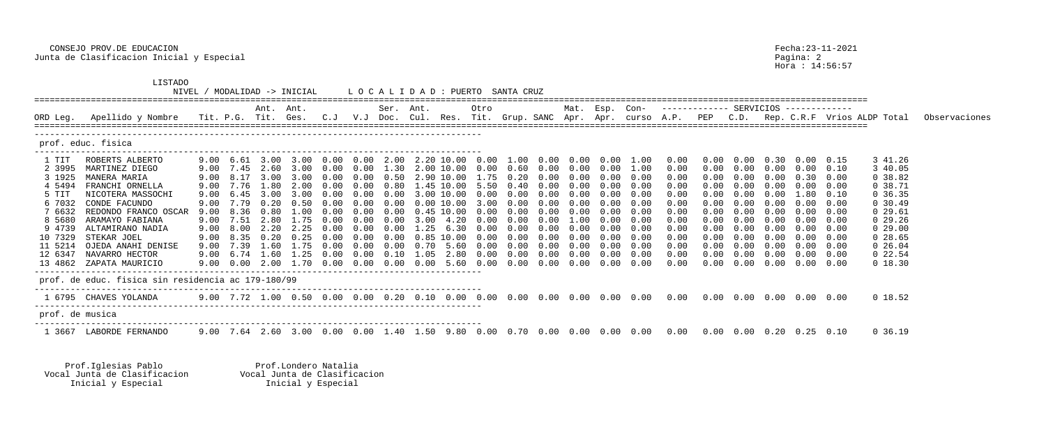CONSEJO PROV.DE EDUCACION
Junta de Clasificacion Inicial y Especial

Fecha:23-11-2021
Pagina: 2
Hora : 14:56:57

LISTADO
NIVEL / MODALIDAD -> INICIAL    L O C A L I D A D : PUERTO SANTA CRUZ

| ORD | Leg. | Apellido y Nombre | Tit. | P.G. | Ant. Tit. | Ant. Ges. | C.J | V.J | Ser. Doc. | Ant. Cul. | Res. | Otro Tit. | Grup. | SANC | Mat. Apr. | Esp. Apr. | Con- curso | A.P. | PEP | C.D. | Rep. | C.R.F | Vrios | ALDP | Total | Observaciones |
|---|---|---|---|---|---|---|---|---|---|---|---|---|---|---|---|---|---|---|---|---|---|---|---|---|---|---|
| **prof. educ. fisica** | | | | | | | | | | | | | | | | | | | | | | | | | | |
| 1 | TIT | ROBERTS ALBERTO | 9.00 | 6.61 | 3.00 | 3.00 | 0.00 | 0.00 | 2.00 | 2.20 | 10.00 | 0.00 | 1.00 | 0.00 | 0.00 | 0.00 | 1.00 | 0.00 | 0.00 | 0.00 | 0.30 | 0.00 | 0.15 | 3 | 41.26 | |
| 2 | 3995 | MARTINEZ DIEGO | 9.00 | 7.45 | 2.60 | 3.00 | 0.00 | 0.00 | 1.30 | 2.00 | 10.00 | 0.00 | 0.60 | 0.00 | 0.00 | 0.00 | 1.00 | 0.00 | 0.00 | 0.00 | 0.00 | 0.00 | 0.10 | 3 | 40.05 | |
| 3 | 1925 | MANERA MARIA | 9.00 | 8.17 | 3.00 | 3.00 | 0.00 | 0.00 | 0.50 | 2.90 | 10.00 | 1.75 | 0.20 | 0.00 | 0.00 | 0.00 | 0.00 | 0.00 | 0.00 | 0.00 | 0.00 | 0.30 | 0.00 | 0 | 38.82 | |
| 4 | 5494 | FRANCHI ORNELLA | 9.00 | 7.76 | 1.80 | 2.00 | 0.00 | 0.00 | 0.80 | 1.45 | 10.00 | 5.50 | 0.40 | 0.00 | 0.00 | 0.00 | 0.00 | 0.00 | 0.00 | 0.00 | 0.00 | 0.00 | 0.00 | 0 | 38.71 | |
| 5 | TIT | NICOTERA MASSOCHI | 9.00 | 6.45 | 3.00 | 3.00 | 0.00 | 0.00 | 0.00 | 3.00 | 10.00 | 0.00 | 0.00 | 0.00 | 0.00 | 0.00 | 0.00 | 0.00 | 0.00 | 0.00 | 0.00 | 1.80 | 0.10 | 0 | 36.35 | |
| 6 | 7032 | CONDE FACUNDO | 9.00 | 7.79 | 0.20 | 0.50 | 0.00 | 0.00 | 0.00 | 0.00 | 10.00 | 3.00 | 0.00 | 0.00 | 0.00 | 0.00 | 0.00 | 0.00 | 0.00 | 0.00 | 0.00 | 0.00 | 0.00 | 0 | 30.49 | |
| 7 | 6632 | REDONDO FRANCO OSCAR | 9.00 | 8.36 | 0.80 | 1.00 | 0.00 | 0.00 | 0.00 | 0.45 | 10.00 | 0.00 | 0.00 | 0.00 | 0.00 | 0.00 | 0.00 | 0.00 | 0.00 | 0.00 | 0.00 | 0.00 | 0.00 | 0 | 29.61 | |
| 8 | 5680 | ARAMAYO FABIANA | 9.00 | 7.51 | 2.80 | 1.75 | 0.00 | 0.00 | 0.00 | 3.00 | 4.20 | 0.00 | 0.00 | 0.00 | 1.00 | 0.00 | 0.00 | 0.00 | 0.00 | 0.00 | 0.00 | 0.00 | 0.00 | 0 | 29.26 | |
| 9 | 4739 | ALTAMIRANO NADIA | 9.00 | 8.00 | 2.20 | 2.25 | 0.00 | 0.00 | 0.00 | 1.25 | 6.30 | 0.00 | 0.00 | 0.00 | 0.00 | 0.00 | 0.00 | 0.00 | 0.00 | 0.00 | 0.00 | 0.00 | 0.00 | 0 | 29.00 | |
| 10 | 7329 | STEKAR JOEL | 9.00 | 8.35 | 0.20 | 0.25 | 0.00 | 0.00 | 0.00 | 0.85 | 10.00 | 0.00 | 0.00 | 0.00 | 0.00 | 0.00 | 0.00 | 0.00 | 0.00 | 0.00 | 0.00 | 0.00 | 0.00 | 0 | 28.65 | |
| 11 | 5214 | OJEDA ANAHI DENISE | 9.00 | 7.39 | 1.60 | 1.75 | 0.00 | 0.00 | 0.00 | 0.70 | 5.60 | 0.00 | 0.00 | 0.00 | 0.00 | 0.00 | 0.00 | 0.00 | 0.00 | 0.00 | 0.00 | 0.00 | 0.00 | 0 | 26.04 | |
| 12 | 6347 | NAVARRO HECTOR | 9.00 | 6.74 | 1.60 | 1.25 | 0.00 | 0.00 | 0.10 | 1.05 | 2.80 | 0.00 | 0.00 | 0.00 | 0.00 | 0.00 | 0.00 | 0.00 | 0.00 | 0.00 | 0.00 | 0.00 | 0.00 | 0 | 22.54 | |
| 13 | 4862 | ZAPATA MAURICIO | 9.00 | 0.00 | 2.00 | 1.70 | 0.00 | 0.00 | 0.00 | 0.00 | 5.60 | 0.00 | 0.00 | 0.00 | 0.00 | 0.00 | 0.00 | 0.00 | 0.00 | 0.00 | 0.00 | 0.00 | 0.00 | 0 | 18.30 | |
| **prof. de educ. fisica sin residencia ac 179-180/99** | | | | | | | | | | | | | | | | | | | | | | | | | | |
| 1 | 6795 | CHAVES YOLANDA | 9.00 | 7.72 | 1.00 | 0.50 | 0.00 | 0.00 | 0.20 | 0.10 | 0.00 | 0.00 | 0.00 | 0.00 | 0.00 | 0.00 | 0.00 | 0.00 | 0.00 | 0.00 | 0.00 | 0.00 | 0.00 | 0 | 18.52 | |
| **prof. de musica** | | | | | | | | | | | | | | | | | | | | | | | | | | |
| 1 | 3667 | LABORDE FERNANDO | 9.00 | 7.64 | 2.60 | 3.00 | 0.00 | 0.00 | 1.40 | 1.50 | 9.80 | 0.00 | 0.70 | 0.00 | 0.00 | 0.00 | 0.00 | 0.00 | 0.00 | 0.00 | 0.20 | 0.25 | 0.10 | 0 | 36.19 | |

Prof.Iglesias Pablo
Vocal Junta de Clasificacion
Inicial y Especial

Prof.Londero Natalia
Vocal Junta de Clasificacion
Inicial y Especial